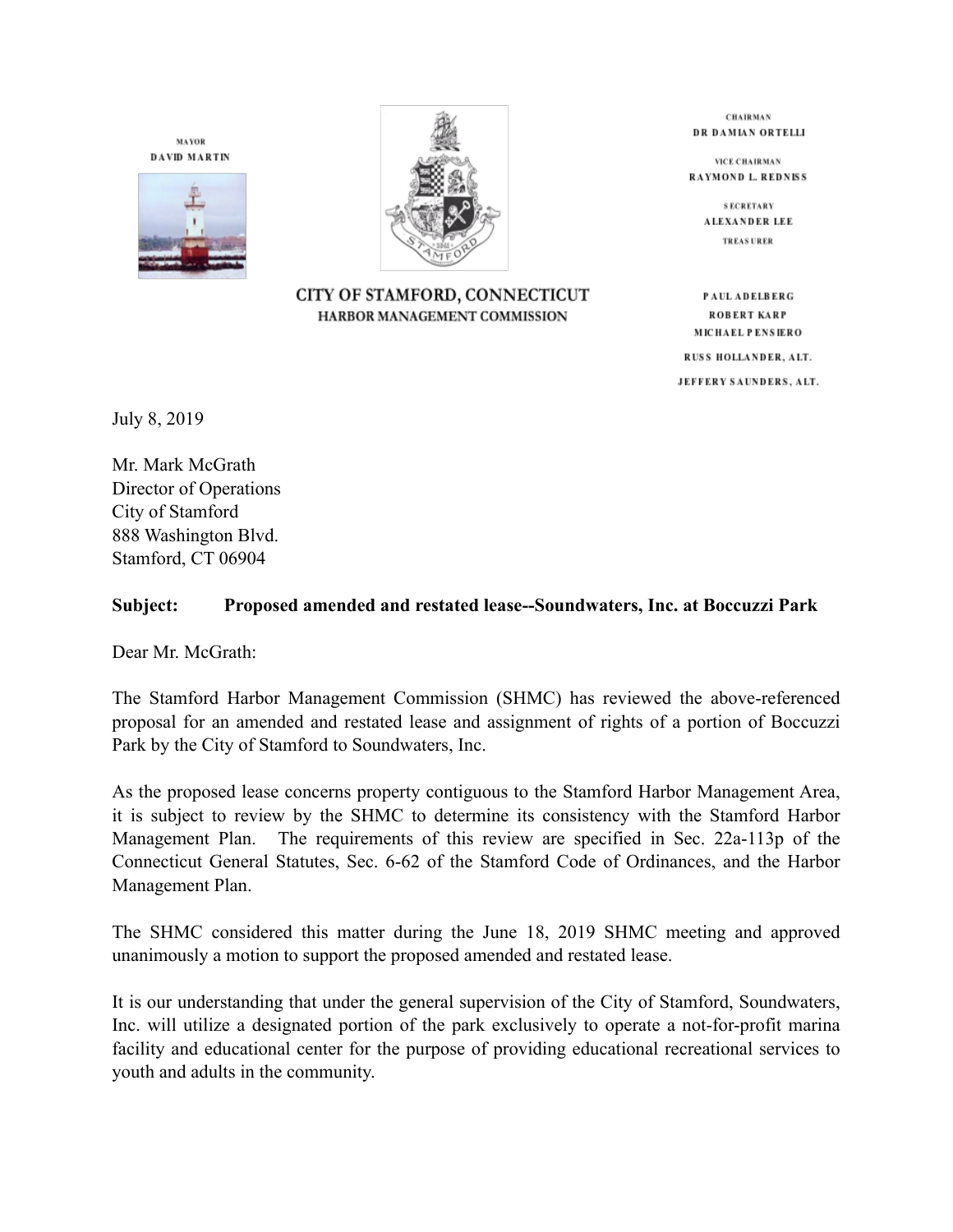MAYOR
DAVID MARTIN

CITY OF STAMFORD, CONNECTICUT
HARBOR MANAGEMENT COMMISSION

CHAIRMAN
DR DAMIAN ORTELLI

VICE CHAIRMAN
RAYMOND L. REDNISS

SECRETARY
ALEXANDER LEE

TREASURER

PAUL ADELBERG
ROBERT KARP
MICHAEL PENSIERO
RUSS HOLLANDER, ALT.
JEFFERY SAUNDERS, ALT.

July 8, 2019

Mr. Mark McGrath
Director of Operations
City of Stamford
888 Washington Blvd.
Stamford, CT 06904

**Subject: Proposed amended and restated lease--Soundwaters, Inc. at Boccuzzi Park**

Dear Mr. McGrath:

The Stamford Harbor Management Commission (SHMC) has reviewed the above-referenced proposal for an amended and restated lease and assignment of rights of a portion of Boccuzzi Park by the City of Stamford to Soundwaters, Inc.

As the proposed lease concerns property contiguous to the Stamford Harbor Management Area, it is subject to review by the SHMC to determine its consistency with the Stamford Harbor Management Plan. The requirements of this review are specified in Sec. 22a-113p of the Connecticut General Statutes, Sec. 6-62 of the Stamford Code of Ordinances, and the Harbor Management Plan.

The SHMC considered this matter during the June 18, 2019 SHMC meeting and approved unanimously a motion to support the proposed amended and restated lease.

It is our understanding that under the general supervision of the City of Stamford, Soundwaters, Inc. will utilize a designated portion of the park exclusively to operate a not-for-profit marina facility and educational center for the purpose of providing educational recreational services to youth and adults in the community.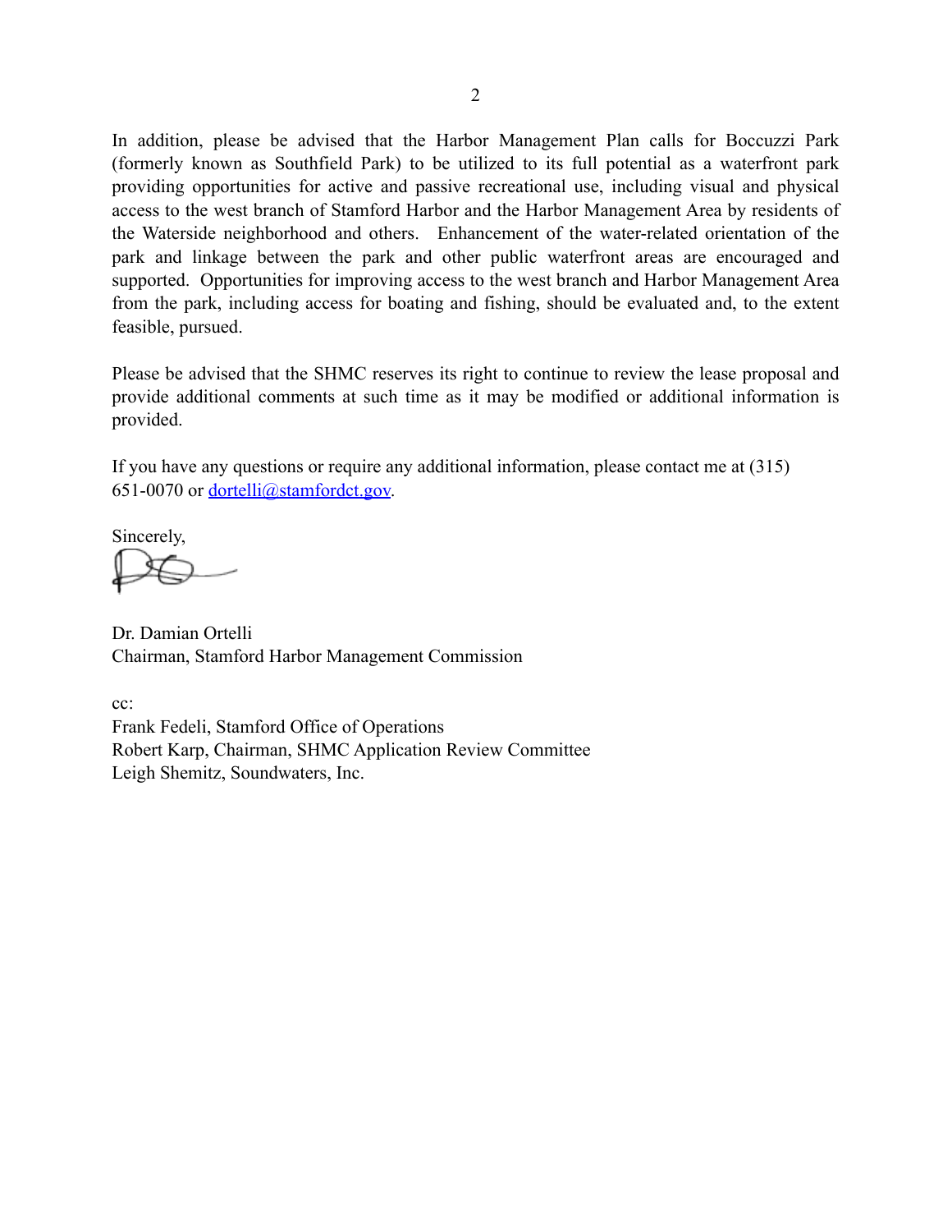In addition, please be advised that the Harbor Management Plan calls for Boccuzzi Park (formerly known as Southfield Park) to be utilized to its full potential as a waterfront park providing opportunities for active and passive recreational use, including visual and physical access to the west branch of Stamford Harbor and the Harbor Management Area by residents of the Waterside neighborhood and others. Enhancement of the water-related orientation of the park and linkage between the park and other public waterfront areas are encouraged and supported. Opportunities for improving access to the west branch and Harbor Management Area from the park, including access for boating and fishing, should be evaluated and, to the extent feasible, pursued.

Please be advised that the SHMC reserves its right to continue to review the lease proposal and provide additional comments at such time as it may be modified or additional information is provided.

If you have any questions or require any additional information, please contact me at (315) 651-0070 or dortelli@stamfordct.gov.

Sincerely,

Dr. Damian Ortelli
Chairman, Stamford Harbor Management Commission

cc:
Frank Fedeli, Stamford Office of Operations
Robert Karp, Chairman, SHMC Application Review Committee
Leigh Shemitz, Soundwaters, Inc.